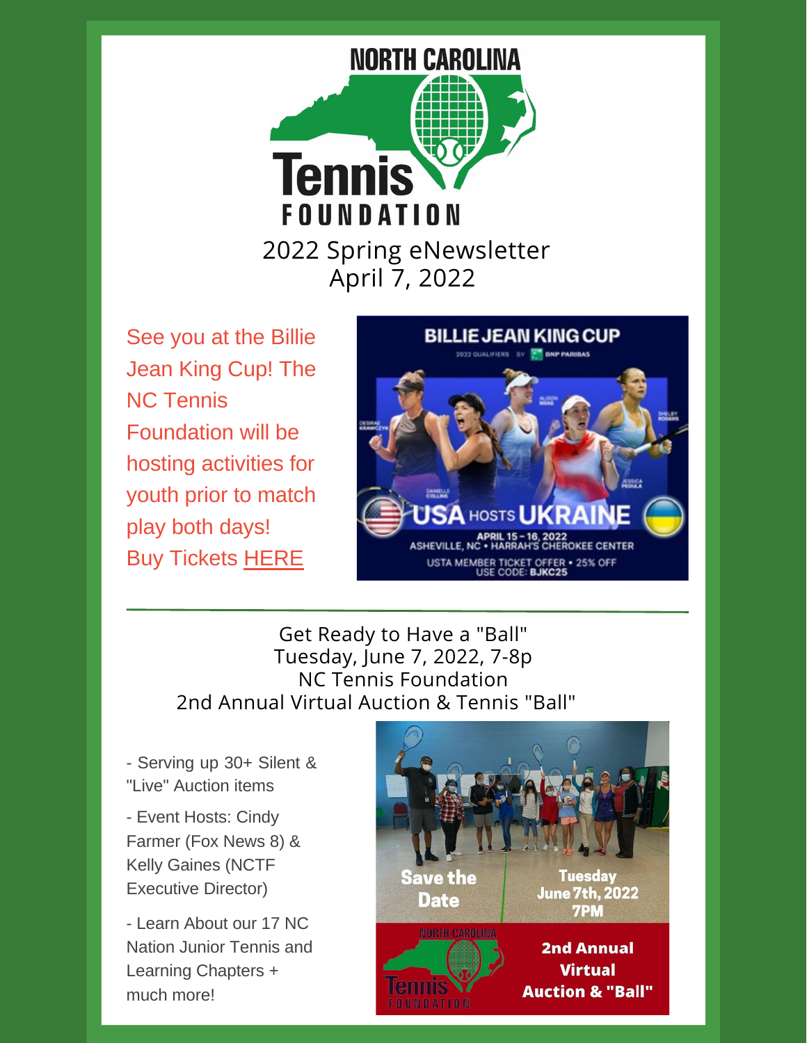# NORTH CAROLINA Tennis FOUNDATION

## 2022 Spring eNewsletter
## April 7, 2022

See you at the Billie Jean King Cup! The NC Tennis Foundation will be hosting activities for youth prior to match play both days!
Buy Tickets HERE

BILLIE JEAN KING CUP
2022 QUALIFIERS BY BNP PARIBAS
USA HOSTS UKRAINE
APRIL 15 – 16, 2022
ASHEVILLE, NC • HARRAH'S CHEROKEE CENTER
USTA MEMBER TICKET OFFER • 25% OFF
USE CODE: BJKC25

---

Get Ready to Have a "Ball"
Tuesday, June 7, 2022, 7-8p
NC Tennis Foundation
2nd Annual Virtual Auction & Tennis "Ball"

- Serving up 30+ Silent & "Live" Auction items
- Event Hosts: Cindy Farmer (Fox News 8) & Kelly Gaines (NCTF Executive Director)
- Learn About our 17 NC Nation Junior Tennis and Learning Chapters + much more!

Save the Date
Tuesday June 7th, 2022 7PM
2nd Annual Virtual Auction & "Ball"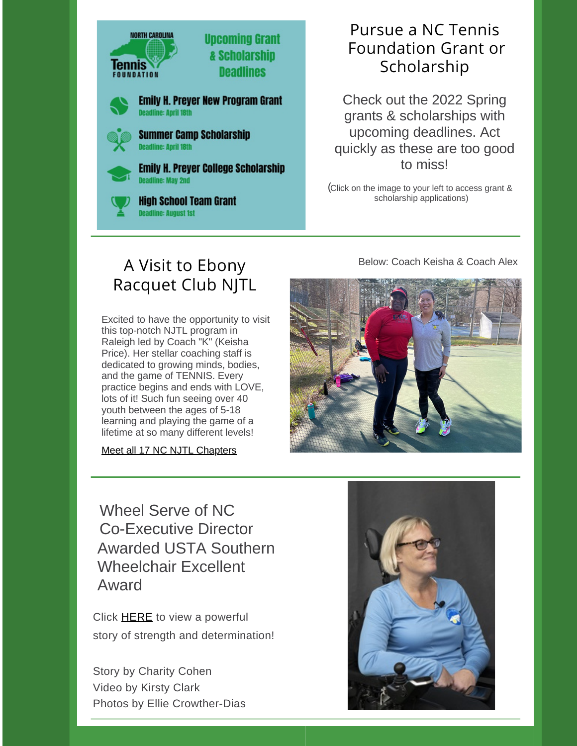NORTH CAROLINA Tennis FOUNDATION

**Upcoming Grant & Scholarship Deadlines**

- **Emily H. Preyer New Program Grant** — Deadline: April 18th
- **Summer Camp Scholarship** — Deadline: April 18th
- **Emily H. Preyer College Scholarship** — Deadline: May 2nd
- **High School Team Grant** — Deadline: August 1st

## Pursue a NC Tennis Foundation Grant or Scholarship

Check out the 2022 Spring grants & scholarships with upcoming deadlines. Act quickly as these are too good to miss!

(Click on the image to your left to access grant & scholarship applications)

---

## A Visit to Ebony Racquet Club NJTL

Excited to have the opportunity to visit this top-notch NJTL program in Raleigh led by Coach "K" (Keisha Price). Her stellar coaching staff is dedicated to growing minds, bodies, and the game of TENNIS. Every practice begins and ends with LOVE, lots of it! Such fun seeing over 40 youth between the ages of 5-18 learning and playing the game of a lifetime at so many different levels!

Meet all 17 NC NJTL Chapters

Below: Coach Keisha & Coach Alex

---

## Wheel Serve of NC Co-Executive Director Awarded USTA Southern Wheelchair Excellent Award

Click HERE to view a powerful story of strength and determination!

Story by Charity Cohen
Video by Kirsty Clark
Photos by Ellie Crowther-Dias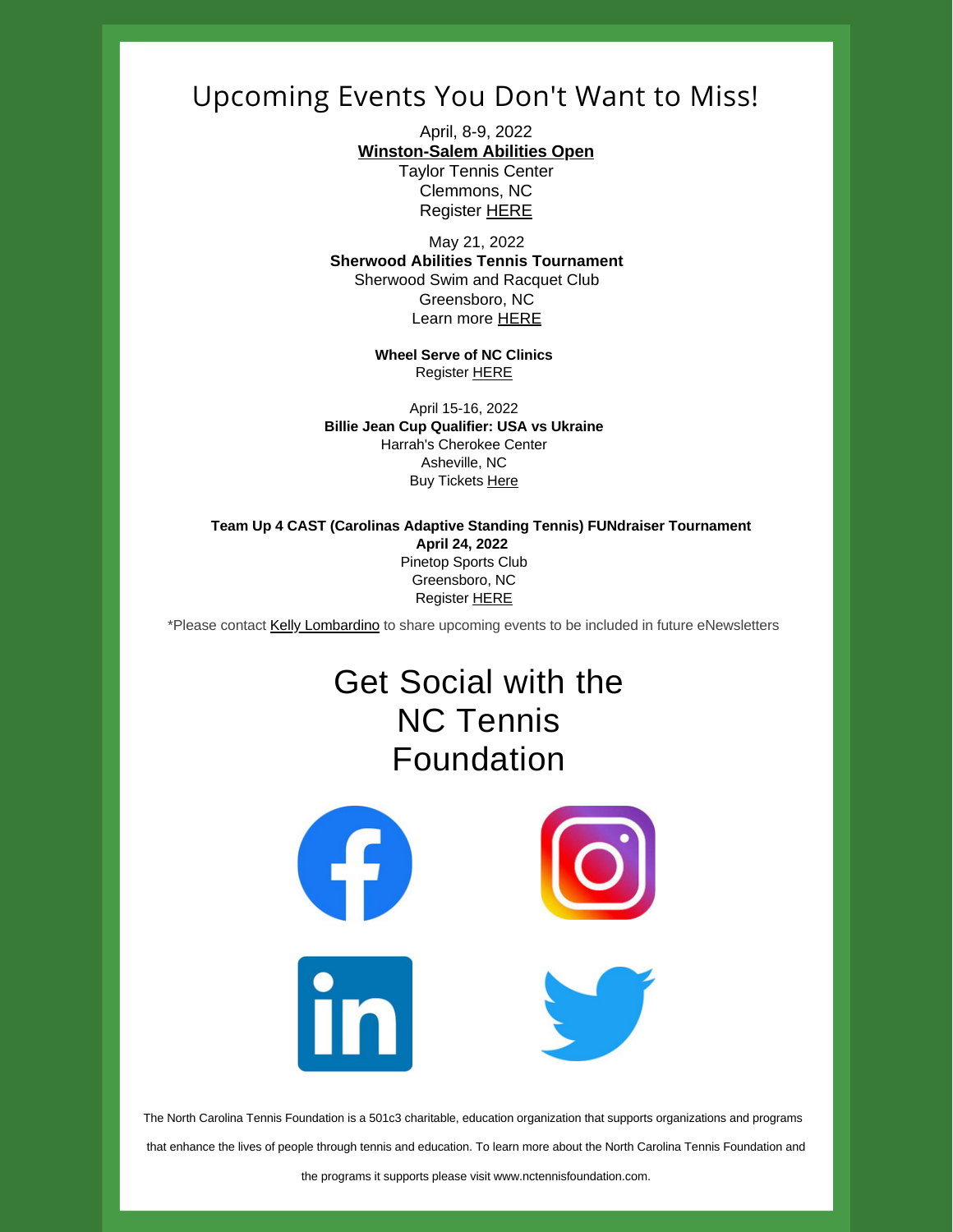# Upcoming Events You Don't Want to Miss!

April, 8-9, 2022
**Winston-Salem Abilities Open**
Taylor Tennis Center
Clemmons, NC
Register HERE

May 21, 2022
**Sherwood Abilities Tennis Tournament**
Sherwood Swim and Racquet Club
Greensboro, NC
Learn more HERE

**Wheel Serve of NC Clinics**
Register HERE

April 15-16, 2022
**Billie Jean Cup Qualifier: USA vs Ukraine**
Harrah's Cherokee Center
Asheville, NC
Buy Tickets Here

**Team Up 4 CAST (Carolinas Adaptive Standing Tennis) FUNdraiser Tournament**
**April 24, 2022**
Pinetop Sports Club
Greensboro, NC
Register HERE

*Please contact Kelly Lombardino to share upcoming events to be included in future eNewsletters

# Get Social with the NC Tennis Foundation

The North Carolina Tennis Foundation is a 501c3 charitable, education organization that supports organizations and programs that enhance the lives of people through tennis and education. To learn more about the North Carolina Tennis Foundation and the programs it supports please visit www.nctennisfoundation.com.